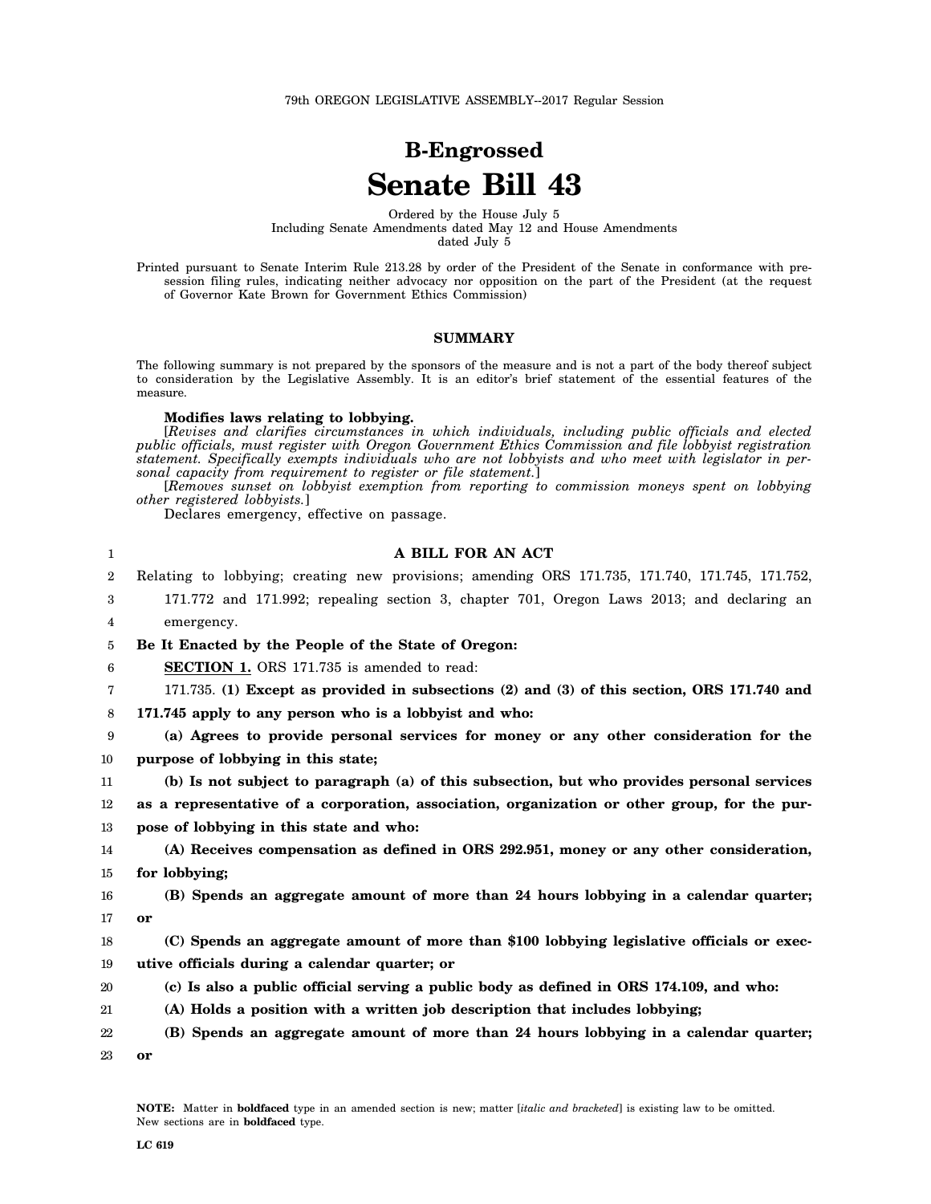79th OREGON LEGISLATIVE ASSEMBLY--2017 Regular Session

# B-Engrossed

# Senate Bill 43

Ordered by the House July 5
Including Senate Amendments dated May 12 and House Amendments dated July 5

Printed pursuant to Senate Interim Rule 213.28 by order of the President of the Senate in conformance with presession filing rules, indicating neither advocacy nor opposition on the part of the President (at the request of Governor Kate Brown for Government Ethics Commission)

## SUMMARY

The following summary is not prepared by the sponsors of the measure and is not a part of the body thereof subject to consideration by the Legislative Assembly. It is an editor's brief statement of the essential features of the measure.

**Modifies laws relating to lobbying.**

[*Revises and clarifies circumstances in which individuals, including public officials and elected public officials, must register with Oregon Government Ethics Commission and file lobbyist registration statement. Specifically exempts individuals who are not lobbyists and who meet with legislator in personal capacity from requirement to register or file statement.*]

[*Removes sunset on lobbyist exemption from reporting to commission moneys spent on lobbying other registered lobbyists.*]

Declares emergency, effective on passage.

1 **A BILL FOR AN ACT**

2 Relating to lobbying; creating new provisions; amending ORS 171.735, 171.740, 171.745, 171.752,
3 171.772 and 171.992; repealing section 3, chapter 701, Oregon Laws 2013; and declaring an
4 emergency.

5 **Be It Enacted by the People of the State of Oregon:**

6 **SECTION 1.** ORS 171.735 is amended to read:

7 171.735. **(1) Except as provided in subsections (2) and (3) of this section, ORS 171.740 and**
8 **171.745 apply to any person who is a lobbyist and who:**

9 **(a) Agrees to provide personal services for money or any other consideration for the**
10 **purpose of lobbying in this state;**

11 **(b) Is not subject to paragraph (a) of this subsection, but who provides personal services**
12 **as a representative of a corporation, association, organization or other group, for the pur-**
13 **pose of lobbying in this state and who:**

14 **(A) Receives compensation as defined in ORS 292.951, money or any other consideration,**
15 **for lobbying;**

16 **(B) Spends an aggregate amount of more than 24 hours lobbying in a calendar quarter;**
17 **or**

18 **(C) Spends an aggregate amount of more than $100 lobbying legislative officials or exec-**
19 **utive officials during a calendar quarter; or**

20 **(c) Is also a public official serving a public body as defined in ORS 174.109, and who:**

21 **(A) Holds a position with a written job description that includes lobbying;**

22 **(B) Spends an aggregate amount of more than 24 hours lobbying in a calendar quarter;**
23 **or**

**NOTE:** Matter in **boldfaced** type in an amended section is new; matter [*italic and bracketed*] is existing law to be omitted. New sections are in **boldfaced** type.

**LC 619**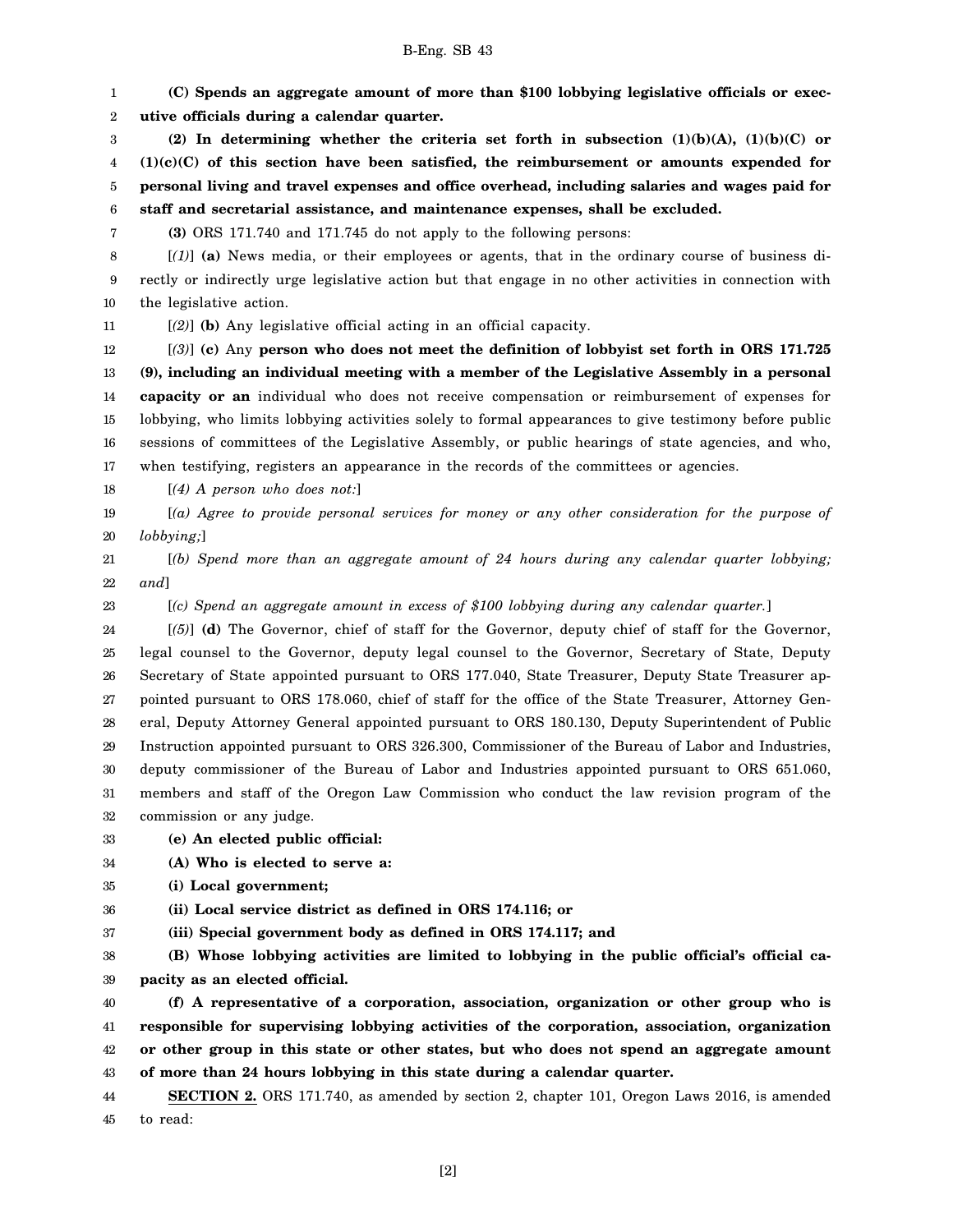**(C) Spends an aggregate amount of more than $100 lobbying legislative officials or executive officials during a calendar quarter.**

**(2) In determining whether the criteria set forth in subsection (1)(b)(A), (1)(b)(C) or (1)(c)(C) of this section have been satisfied, the reimbursement or amounts expended for personal living and travel expenses and office overhead, including salaries and wages paid for staff and secretarial assistance, and maintenance expenses, shall be excluded.**

**(3)** ORS 171.740 and 171.745 do not apply to the following persons:

[*(1)*] **(a)** News media, or their employees or agents, that in the ordinary course of business directly or indirectly urge legislative action but that engage in no other activities in connection with the legislative action.

[*(2)*] **(b)** Any legislative official acting in an official capacity.

[*(3)*] **(c)** Any **person who does not meet the definition of lobbyist set forth in ORS 171.725 (9), including an individual meeting with a member of the Legislative Assembly in a personal capacity or an** individual who does not receive compensation or reimbursement of expenses for lobbying, who limits lobbying activities solely to formal appearances to give testimony before public sessions of committees of the Legislative Assembly, or public hearings of state agencies, and who, when testifying, registers an appearance in the records of the committees or agencies.

[*(4) A person who does not:*]

[*(a) Agree to provide personal services for money or any other consideration for the purpose of lobbying;*]

[*(b) Spend more than an aggregate amount of 24 hours during any calendar quarter lobbying; and*]

[*(c) Spend an aggregate amount in excess of $100 lobbying during any calendar quarter.*]

[*(5)*] **(d)** The Governor, chief of staff for the Governor, deputy chief of staff for the Governor, legal counsel to the Governor, deputy legal counsel to the Governor, Secretary of State, Deputy Secretary of State appointed pursuant to ORS 177.040, State Treasurer, Deputy State Treasurer appointed pursuant to ORS 178.060, chief of staff for the office of the State Treasurer, Attorney General, Deputy Attorney General appointed pursuant to ORS 180.130, Deputy Superintendent of Public Instruction appointed pursuant to ORS 326.300, Commissioner of the Bureau of Labor and Industries, deputy commissioner of the Bureau of Labor and Industries appointed pursuant to ORS 651.060, members and staff of the Oregon Law Commission who conduct the law revision program of the commission or any judge.

**(e) An elected public official:**

**(A) Who is elected to serve a:**

**(i) Local government;**

**(ii) Local service district as defined in ORS 174.116; or**

**(iii) Special government body as defined in ORS 174.117; and**

**(B) Whose lobbying activities are limited to lobbying in the public official's official capacity as an elected official.**

**(f) A representative of a corporation, association, organization or other group who is responsible for supervising lobbying activities of the corporation, association, organization or other group in this state or other states, but who does not spend an aggregate amount of more than 24 hours lobbying in this state during a calendar quarter.**

**SECTION 2.** ORS 171.740, as amended by section 2, chapter 101, Oregon Laws 2016, is amended to read: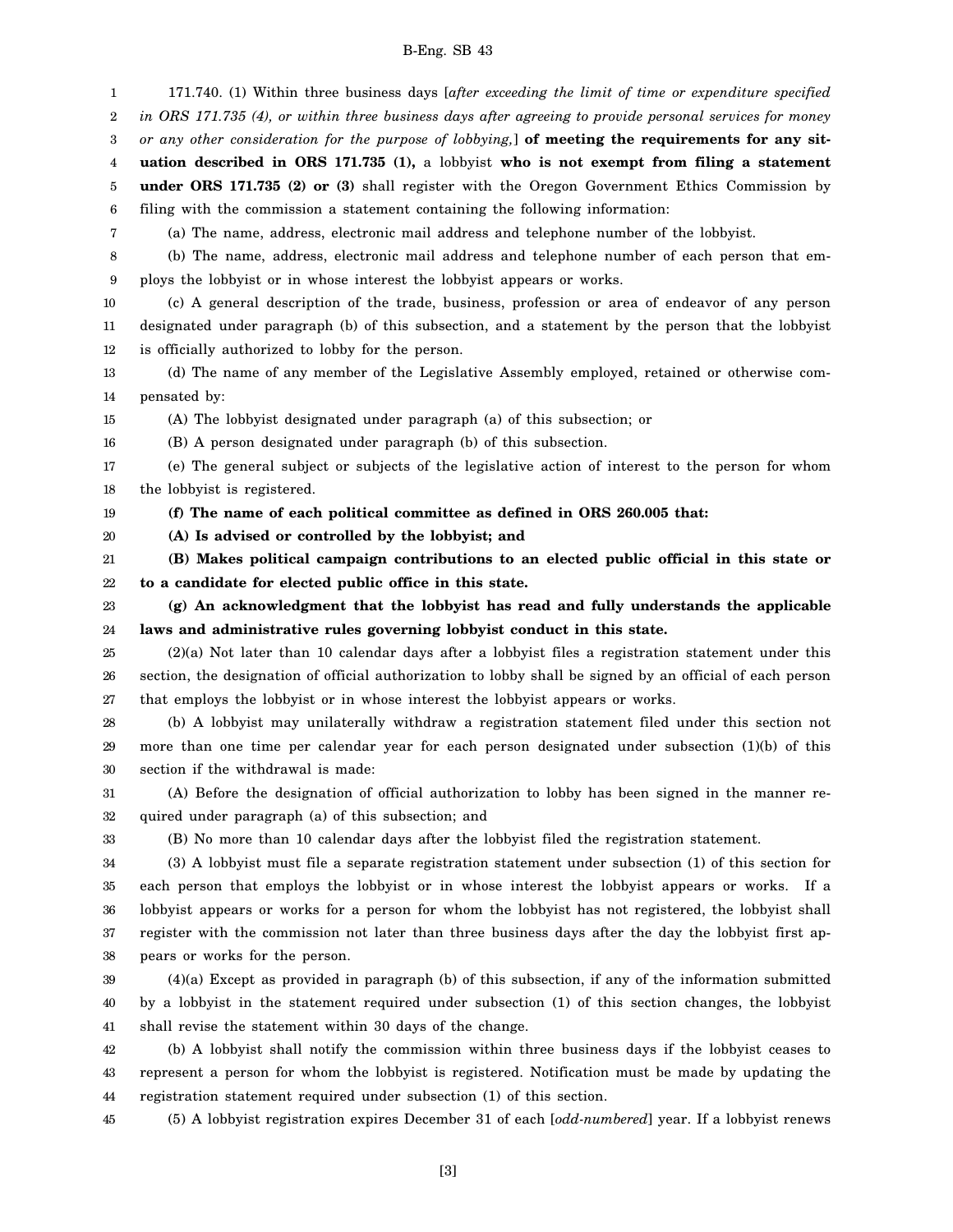171.740. (1) Within three business days [*after exceeding the limit of time or expenditure specified in ORS 171.735 (4), or within three business days after agreeing to provide personal services for money or any other consideration for the purpose of lobbying,*] **of meeting the requirements for any situation described in ORS 171.735 (1),** a lobbyist **who is not exempt from filing a statement under ORS 171.735 (2) or (3)** shall register with the Oregon Government Ethics Commission by filing with the commission a statement containing the following information:

(a) The name, address, electronic mail address and telephone number of the lobbyist.

(b) The name, address, electronic mail address and telephone number of each person that employs the lobbyist or in whose interest the lobbyist appears or works.

(c) A general description of the trade, business, profession or area of endeavor of any person designated under paragraph (b) of this subsection, and a statement by the person that the lobbyist is officially authorized to lobby for the person.

(d) The name of any member of the Legislative Assembly employed, retained or otherwise compensated by:

(A) The lobbyist designated under paragraph (a) of this subsection; or

(B) A person designated under paragraph (b) of this subsection.

(e) The general subject or subjects of the legislative action of interest to the person for whom the lobbyist is registered.

**(f) The name of each political committee as defined in ORS 260.005 that:**

**(A) Is advised or controlled by the lobbyist; and**

**(B) Makes political campaign contributions to an elected public official in this state or to a candidate for elected public office in this state.**

**(g) An acknowledgment that the lobbyist has read and fully understands the applicable laws and administrative rules governing lobbyist conduct in this state.**

(2)(a) Not later than 10 calendar days after a lobbyist files a registration statement under this section, the designation of official authorization to lobby shall be signed by an official of each person that employs the lobbyist or in whose interest the lobbyist appears or works.

(b) A lobbyist may unilaterally withdraw a registration statement filed under this section not more than one time per calendar year for each person designated under subsection (1)(b) of this section if the withdrawal is made:

(A) Before the designation of official authorization to lobby has been signed in the manner required under paragraph (a) of this subsection; and

(B) No more than 10 calendar days after the lobbyist filed the registration statement.

(3) A lobbyist must file a separate registration statement under subsection (1) of this section for each person that employs the lobbyist or in whose interest the lobbyist appears or works. If a lobbyist appears or works for a person for whom the lobbyist has not registered, the lobbyist shall register with the commission not later than three business days after the day the lobbyist first appears or works for the person.

(4)(a) Except as provided in paragraph (b) of this subsection, if any of the information submitted by a lobbyist in the statement required under subsection (1) of this section changes, the lobbyist shall revise the statement within 30 days of the change.

(b) A lobbyist shall notify the commission within three business days if the lobbyist ceases to represent a person for whom the lobbyist is registered. Notification must be made by updating the registration statement required under subsection (1) of this section.

(5) A lobbyist registration expires December 31 of each [*odd-numbered*] year. If a lobbyist renews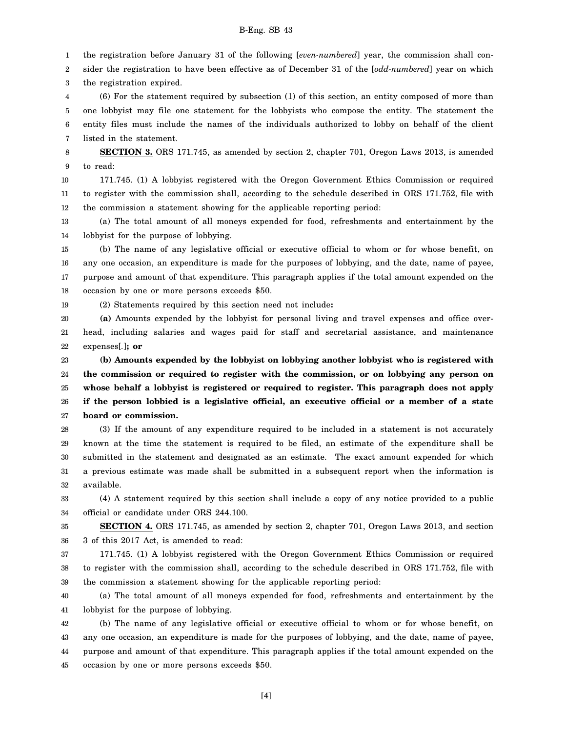the registration before January 31 of the following [*even-numbered*] year, the commission shall consider the registration to have been effective as of December 31 of the [*odd-numbered*] year on which the registration expired.

(6) For the statement required by subsection (1) of this section, an entity composed of more than one lobbyist may file one statement for the lobbyists who compose the entity. The statement the entity files must include the names of the individuals authorized to lobby on behalf of the client listed in the statement.

**SECTION 3.** ORS 171.745, as amended by section 2, chapter 701, Oregon Laws 2013, is amended to read:

171.745. (1) A lobbyist registered with the Oregon Government Ethics Commission or required to register with the commission shall, according to the schedule described in ORS 171.752, file with the commission a statement showing for the applicable reporting period:

(a) The total amount of all moneys expended for food, refreshments and entertainment by the lobbyist for the purpose of lobbying.

(b) The name of any legislative official or executive official to whom or for whose benefit, on any one occasion, an expenditure is made for the purposes of lobbying, and the date, name of payee, purpose and amount of that expenditure. This paragraph applies if the total amount expended on the occasion by one or more persons exceeds $50.

(2) Statements required by this section need not include**:**

**(a)** Amounts expended by the lobbyist for personal living and travel expenses and office overhead, including salaries and wages paid for staff and secretarial assistance, and maintenance expenses[.]**; or**

**(b) Amounts expended by the lobbyist on lobbying another lobbyist who is registered with the commission or required to register with the commission, or on lobbying any person on whose behalf a lobbyist is registered or required to register. This paragraph does not apply if the person lobbied is a legislative official, an executive official or a member of a state board or commission.**

(3) If the amount of any expenditure required to be included in a statement is not accurately known at the time the statement is required to be filed, an estimate of the expenditure shall be submitted in the statement and designated as an estimate. The exact amount expended for which a previous estimate was made shall be submitted in a subsequent report when the information is available.

(4) A statement required by this section shall include a copy of any notice provided to a public official or candidate under ORS 244.100.

**SECTION 4.** ORS 171.745, as amended by section 2, chapter 701, Oregon Laws 2013, and section 3 of this 2017 Act, is amended to read:

171.745. (1) A lobbyist registered with the Oregon Government Ethics Commission or required to register with the commission shall, according to the schedule described in ORS 171.752, file with the commission a statement showing for the applicable reporting period:

(a) The total amount of all moneys expended for food, refreshments and entertainment by the lobbyist for the purpose of lobbying.

(b) The name of any legislative official or executive official to whom or for whose benefit, on any one occasion, an expenditure is made for the purposes of lobbying, and the date, name of payee, purpose and amount of that expenditure. This paragraph applies if the total amount expended on the occasion by one or more persons exceeds $50.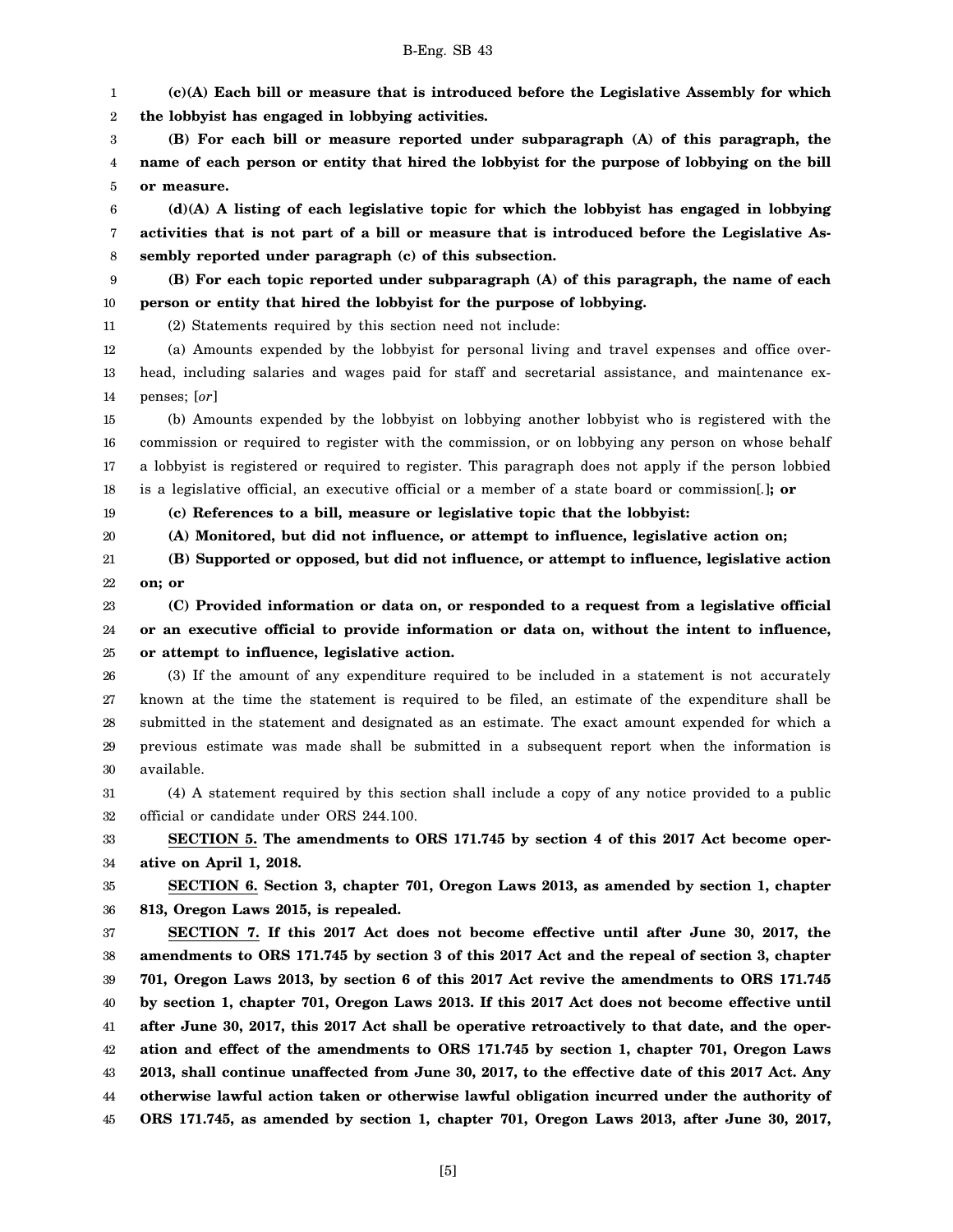**(c)(A) Each bill or measure that is introduced before the Legislative Assembly for which the lobbyist has engaged in lobbying activities.**

**(B) For each bill or measure reported under subparagraph (A) of this paragraph, the name of each person or entity that hired the lobbyist for the purpose of lobbying on the bill or measure.**

**(d)(A) A listing of each legislative topic for which the lobbyist has engaged in lobbying activities that is not part of a bill or measure that is introduced before the Legislative Assembly reported under paragraph (c) of this subsection.**

**(B) For each topic reported under subparagraph (A) of this paragraph, the name of each person or entity that hired the lobbyist for the purpose of lobbying.**

(2) Statements required by this section need not include:

(a) Amounts expended by the lobbyist for personal living and travel expenses and office overhead, including salaries and wages paid for staff and secretarial assistance, and maintenance expenses; [*or*]

(b) Amounts expended by the lobbyist on lobbying another lobbyist who is registered with the commission or required to register with the commission, or on lobbying any person on whose behalf a lobbyist is registered or required to register. This paragraph does not apply if the person lobbied is a legislative official, an executive official or a member of a state board or commission[*.*]**; or**

**(c) References to a bill, measure or legislative topic that the lobbyist:**

**(A) Monitored, but did not influence, or attempt to influence, legislative action on;**

**(B) Supported or opposed, but did not influence, or attempt to influence, legislative action on; or**

**(C) Provided information or data on, or responded to a request from a legislative official or an executive official to provide information or data on, without the intent to influence, or attempt to influence, legislative action.**

(3) If the amount of any expenditure required to be included in a statement is not accurately known at the time the statement is required to be filed, an estimate of the expenditure shall be submitted in the statement and designated as an estimate. The exact amount expended for which a previous estimate was made shall be submitted in a subsequent report when the information is available.

(4) A statement required by this section shall include a copy of any notice provided to a public official or candidate under ORS 244.100.

**SECTION 5. The amendments to ORS 171.745 by section 4 of this 2017 Act become operative on April 1, 2018.**

**SECTION 6. Section 3, chapter 701, Oregon Laws 2013, as amended by section 1, chapter 813, Oregon Laws 2015, is repealed.**

**SECTION 7. If this 2017 Act does not become effective until after June 30, 2017, the amendments to ORS 171.745 by section 3 of this 2017 Act and the repeal of section 3, chapter 701, Oregon Laws 2013, by section 6 of this 2017 Act revive the amendments to ORS 171.745 by section 1, chapter 701, Oregon Laws 2013. If this 2017 Act does not become effective until after June 30, 2017, this 2017 Act shall be operative retroactively to that date, and the operation and effect of the amendments to ORS 171.745 by section 1, chapter 701, Oregon Laws 2013, shall continue unaffected from June 30, 2017, to the effective date of this 2017 Act. Any otherwise lawful action taken or otherwise lawful obligation incurred under the authority of ORS 171.745, as amended by section 1, chapter 701, Oregon Laws 2013, after June 30, 2017,**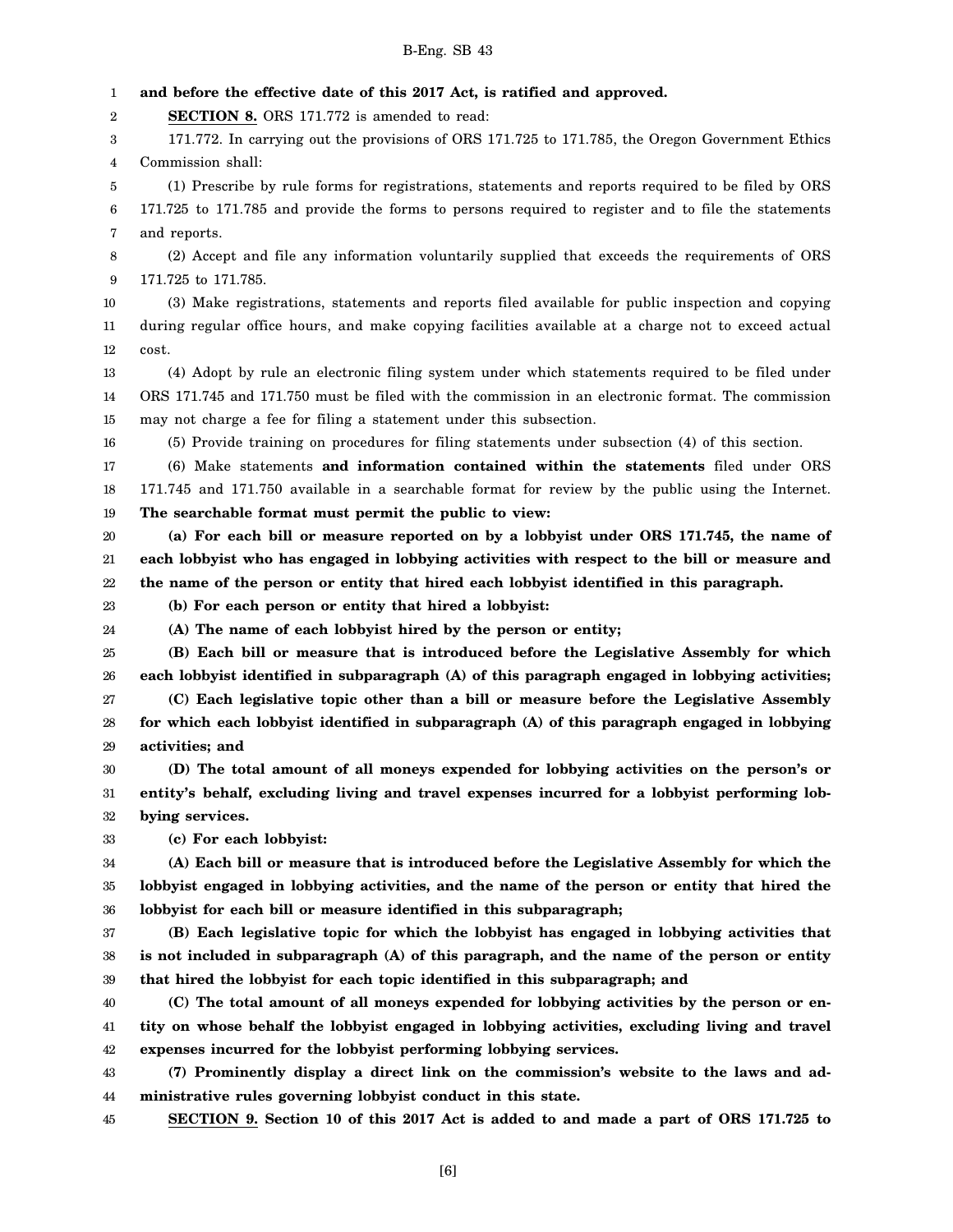**and before the effective date of this 2017 Act, is ratified and approved.**

**SECTION 8.** ORS 171.772 is amended to read:

171.772. In carrying out the provisions of ORS 171.725 to 171.785, the Oregon Government Ethics Commission shall:

(1) Prescribe by rule forms for registrations, statements and reports required to be filed by ORS 171.725 to 171.785 and provide the forms to persons required to register and to file the statements and reports.

(2) Accept and file any information voluntarily supplied that exceeds the requirements of ORS 171.725 to 171.785.

(3) Make registrations, statements and reports filed available for public inspection and copying during regular office hours, and make copying facilities available at a charge not to exceed actual cost.

(4) Adopt by rule an electronic filing system under which statements required to be filed under ORS 171.745 and 171.750 must be filed with the commission in an electronic format. The commission may not charge a fee for filing a statement under this subsection.

(5) Provide training on procedures for filing statements under subsection (4) of this section.

(6) Make statements **and information contained within the statements** filed under ORS 171.745 and 171.750 available in a searchable format for review by the public using the Internet. **The searchable format must permit the public to view:**

**(a) For each bill or measure reported on by a lobbyist under ORS 171.745, the name of each lobbyist who has engaged in lobbying activities with respect to the bill or measure and the name of the person or entity that hired each lobbyist identified in this paragraph.**

**(b) For each person or entity that hired a lobbyist:**

**(A) The name of each lobbyist hired by the person or entity;**

**(B) Each bill or measure that is introduced before the Legislative Assembly for which each lobbyist identified in subparagraph (A) of this paragraph engaged in lobbying activities;**

**(C) Each legislative topic other than a bill or measure before the Legislative Assembly for which each lobbyist identified in subparagraph (A) of this paragraph engaged in lobbying activities; and**

**(D) The total amount of all moneys expended for lobbying activities on the person's or entity's behalf, excluding living and travel expenses incurred for a lobbyist performing lobbying services.**

**(c) For each lobbyist:**

**(A) Each bill or measure that is introduced before the Legislative Assembly for which the lobbyist engaged in lobbying activities, and the name of the person or entity that hired the lobbyist for each bill or measure identified in this subparagraph;**

**(B) Each legislative topic for which the lobbyist has engaged in lobbying activities that is not included in subparagraph (A) of this paragraph, and the name of the person or entity that hired the lobbyist for each topic identified in this subparagraph; and**

**(C) The total amount of all moneys expended for lobbying activities by the person or entity on whose behalf the lobbyist engaged in lobbying activities, excluding living and travel expenses incurred for the lobbyist performing lobbying services.**

**(7) Prominently display a direct link on the commission's website to the laws and administrative rules governing lobbyist conduct in this state.**

**SECTION 9. Section 10 of this 2017 Act is added to and made a part of ORS 171.725 to**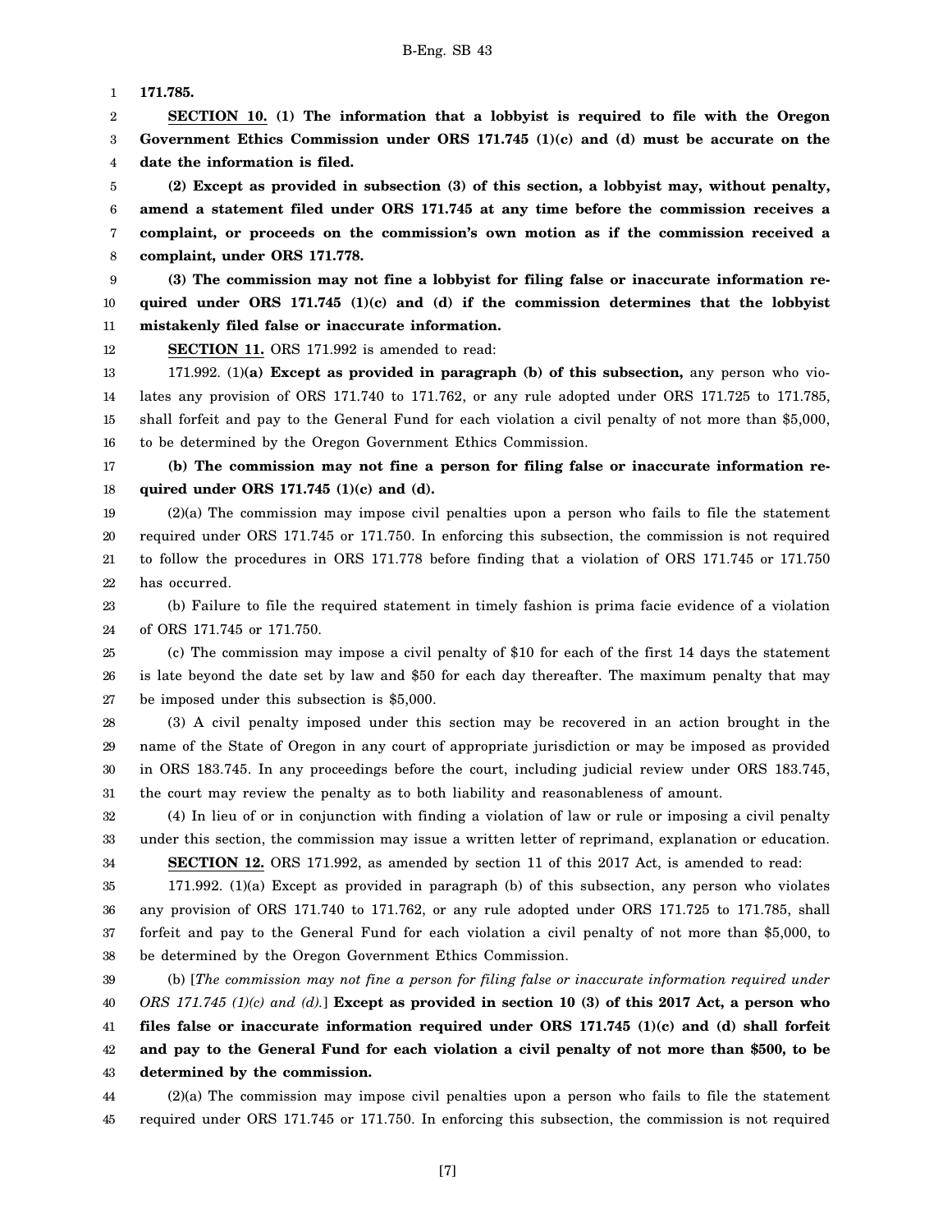**171.785.**

**SECTION 10. (1) The information that a lobbyist is required to file with the Oregon Government Ethics Commission under ORS 171.745 (1)(c) and (d) must be accurate on the date the information is filed.**

**(2) Except as provided in subsection (3) of this section, a lobbyist may, without penalty, amend a statement filed under ORS 171.745 at any time before the commission receives a complaint, or proceeds on the commission's own motion as if the commission received a complaint, under ORS 171.778.**

**(3) The commission may not fine a lobbyist for filing false or inaccurate information required under ORS 171.745 (1)(c) and (d) if the commission determines that the lobbyist mistakenly filed false or inaccurate information.**

**SECTION 11.** ORS 171.992 is amended to read:

171.992. (1)**(a) Except as provided in paragraph (b) of this subsection,** any person who violates any provision of ORS 171.740 to 171.762, or any rule adopted under ORS 171.725 to 171.785, shall forfeit and pay to the General Fund for each violation a civil penalty of not more than $5,000, to be determined by the Oregon Government Ethics Commission.

**(b) The commission may not fine a person for filing false or inaccurate information required under ORS 171.745 (1)(c) and (d).**

(2)(a) The commission may impose civil penalties upon a person who fails to file the statement required under ORS 171.745 or 171.750. In enforcing this subsection, the commission is not required to follow the procedures in ORS 171.778 before finding that a violation of ORS 171.745 or 171.750 has occurred.

(b) Failure to file the required statement in timely fashion is prima facie evidence of a violation of ORS 171.745 or 171.750.

(c) The commission may impose a civil penalty of $10 for each of the first 14 days the statement is late beyond the date set by law and $50 for each day thereafter. The maximum penalty that may be imposed under this subsection is $5,000.

(3) A civil penalty imposed under this section may be recovered in an action brought in the name of the State of Oregon in any court of appropriate jurisdiction or may be imposed as provided in ORS 183.745. In any proceedings before the court, including judicial review under ORS 183.745, the court may review the penalty as to both liability and reasonableness of amount.

(4) In lieu of or in conjunction with finding a violation of law or rule or imposing a civil penalty under this section, the commission may issue a written letter of reprimand, explanation or education.

**SECTION 12.** ORS 171.992, as amended by section 11 of this 2017 Act, is amended to read:

171.992. (1)(a) Except as provided in paragraph (b) of this subsection, any person who violates any provision of ORS 171.740 to 171.762, or any rule adopted under ORS 171.725 to 171.785, shall forfeit and pay to the General Fund for each violation a civil penalty of not more than $5,000, to be determined by the Oregon Government Ethics Commission.

(b) [*The commission may not fine a person for filing false or inaccurate information required under ORS 171.745 (1)(c) and (d).*] **Except as provided in section 10 (3) of this 2017 Act, a person who files false or inaccurate information required under ORS 171.745 (1)(c) and (d) shall forfeit and pay to the General Fund for each violation a civil penalty of not more than $500, to be determined by the commission.**

(2)(a) The commission may impose civil penalties upon a person who fails to file the statement required under ORS 171.745 or 171.750. In enforcing this subsection, the commission is not required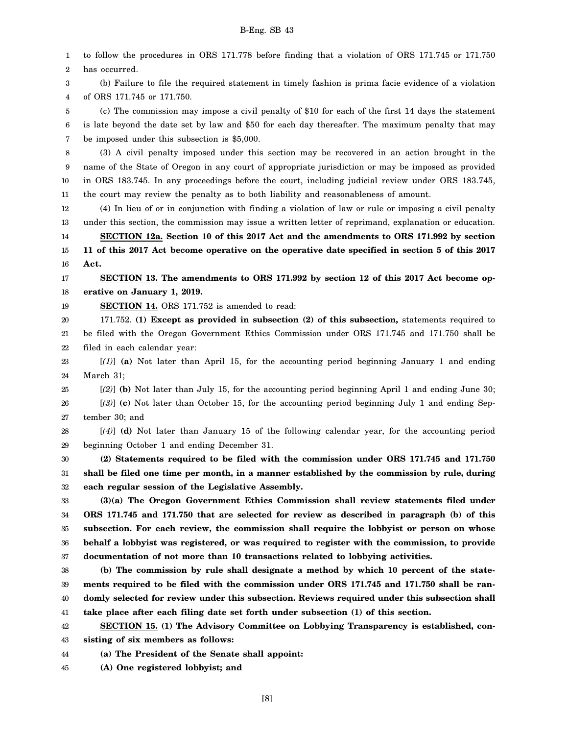to follow the procedures in ORS 171.778 before finding that a violation of ORS 171.745 or 171.750 has occurred.

(b) Failure to file the required statement in timely fashion is prima facie evidence of a violation of ORS 171.745 or 171.750.

(c) The commission may impose a civil penalty of $10 for each of the first 14 days the statement is late beyond the date set by law and $50 for each day thereafter. The maximum penalty that may be imposed under this subsection is $5,000.

(3) A civil penalty imposed under this section may be recovered in an action brought in the name of the State of Oregon in any court of appropriate jurisdiction or may be imposed as provided in ORS 183.745. In any proceedings before the court, including judicial review under ORS 183.745, the court may review the penalty as to both liability and reasonableness of amount.

(4) In lieu of or in conjunction with finding a violation of law or rule or imposing a civil penalty under this section, the commission may issue a written letter of reprimand, explanation or education.

**SECTION 12a. Section 10 of this 2017 Act and the amendments to ORS 171.992 by section 11 of this 2017 Act become operative on the operative date specified in section 5 of this 2017 Act.**

**SECTION 13. The amendments to ORS 171.992 by section 12 of this 2017 Act become operative on January 1, 2019.**

**SECTION 14.** ORS 171.752 is amended to read:

171.752. **(1) Except as provided in subsection (2) of this subsection,** statements required to be filed with the Oregon Government Ethics Commission under ORS 171.745 and 171.750 shall be filed in each calendar year:

[*(1)*] **(a)** Not later than April 15, for the accounting period beginning January 1 and ending March 31;

[*(2)*] **(b)** Not later than July 15, for the accounting period beginning April 1 and ending June 30;

[*(3)*] **(c)** Not later than October 15, for the accounting period beginning July 1 and ending September 30; and

[*(4)*] **(d)** Not later than January 15 of the following calendar year, for the accounting period beginning October 1 and ending December 31.

**(2) Statements required to be filed with the commission under ORS 171.745 and 171.750 shall be filed one time per month, in a manner established by the commission by rule, during each regular session of the Legislative Assembly.**

**(3)(a) The Oregon Government Ethics Commission shall review statements filed under ORS 171.745 and 171.750 that are selected for review as described in paragraph (b) of this subsection. For each review, the commission shall require the lobbyist or person on whose behalf a lobbyist was registered, or was required to register with the commission, to provide documentation of not more than 10 transactions related to lobbying activities.**

**(b) The commission by rule shall designate a method by which 10 percent of the statements required to be filed with the commission under ORS 171.745 and 171.750 shall be randomly selected for review under this subsection. Reviews required under this subsection shall take place after each filing date set forth under subsection (1) of this section.**

**SECTION 15. (1) The Advisory Committee on Lobbying Transparency is established, consisting of six members as follows:**

**(a) The President of the Senate shall appoint:**

**(A) One registered lobbyist; and**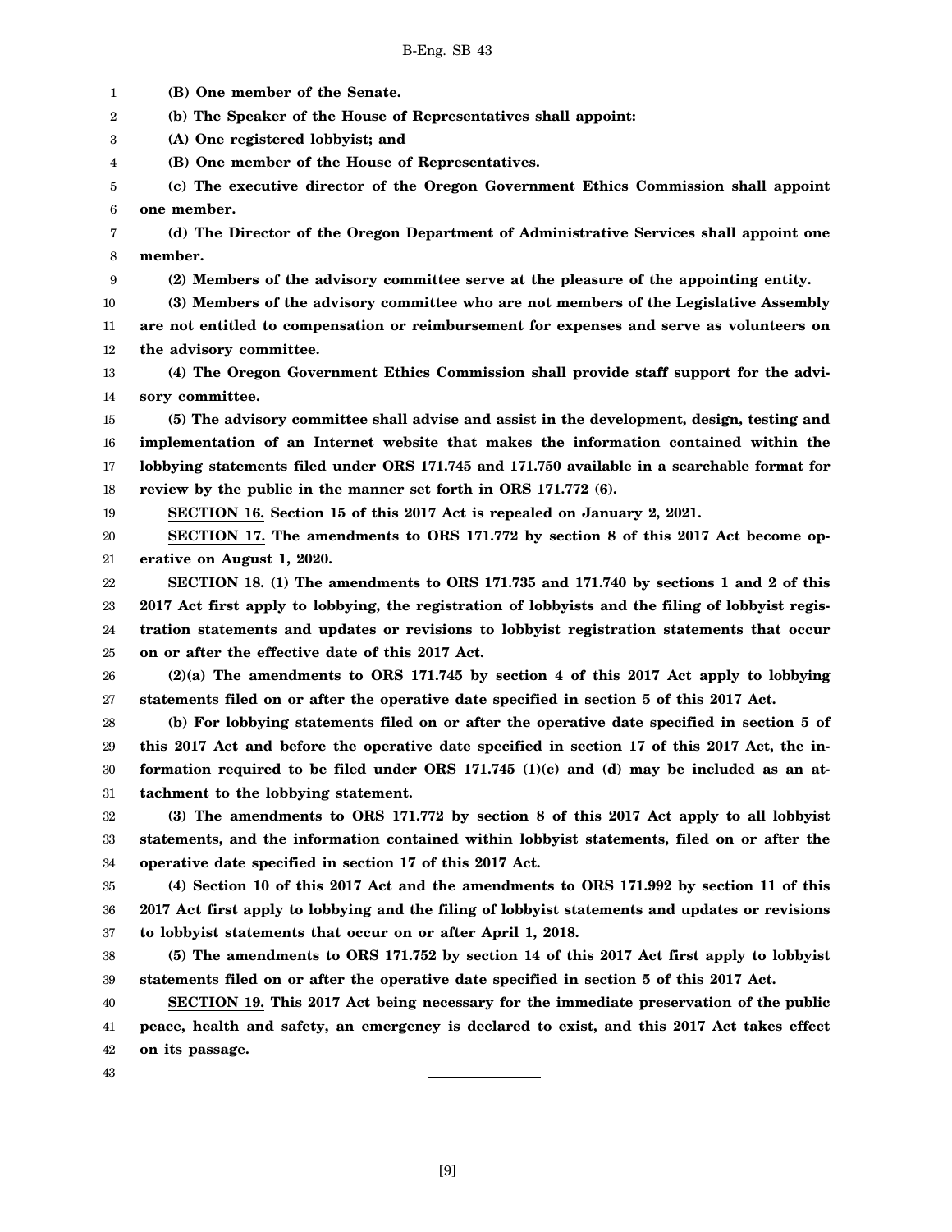**(B) One member of the Senate.**

**(b) The Speaker of the House of Representatives shall appoint:**

**(A) One registered lobbyist; and**

**(B) One member of the House of Representatives.**

**(c) The executive director of the Oregon Government Ethics Commission shall appoint one member.**

**(d) The Director of the Oregon Department of Administrative Services shall appoint one member.**

**(2) Members of the advisory committee serve at the pleasure of the appointing entity.**

**(3) Members of the advisory committee who are not members of the Legislative Assembly are not entitled to compensation or reimbursement for expenses and serve as volunteers on the advisory committee.**

**(4) The Oregon Government Ethics Commission shall provide staff support for the advisory committee.**

**(5) The advisory committee shall advise and assist in the development, design, testing and implementation of an Internet website that makes the information contained within the lobbying statements filed under ORS 171.745 and 171.750 available in a searchable format for review by the public in the manner set forth in ORS 171.772 (6).**

**SECTION 16. Section 15 of this 2017 Act is repealed on January 2, 2021.**

**SECTION 17. The amendments to ORS 171.772 by section 8 of this 2017 Act become operative on August 1, 2020.**

**SECTION 18. (1) The amendments to ORS 171.735 and 171.740 by sections 1 and 2 of this 2017 Act first apply to lobbying, the registration of lobbyists and the filing of lobbyist registration statements and updates or revisions to lobbyist registration statements that occur on or after the effective date of this 2017 Act.**

**(2)(a) The amendments to ORS 171.745 by section 4 of this 2017 Act apply to lobbying statements filed on or after the operative date specified in section 5 of this 2017 Act.**

**(b) For lobbying statements filed on or after the operative date specified in section 5 of this 2017 Act and before the operative date specified in section 17 of this 2017 Act, the information required to be filed under ORS 171.745 (1)(c) and (d) may be included as an attachment to the lobbying statement.**

**(3) The amendments to ORS 171.772 by section 8 of this 2017 Act apply to all lobbyist statements, and the information contained within lobbyist statements, filed on or after the operative date specified in section 17 of this 2017 Act.**

**(4) Section 10 of this 2017 Act and the amendments to ORS 171.992 by section 11 of this 2017 Act first apply to lobbying and the filing of lobbyist statements and updates or revisions to lobbyist statements that occur on or after April 1, 2018.**

**(5) The amendments to ORS 171.752 by section 14 of this 2017 Act first apply to lobbyist statements filed on or after the operative date specified in section 5 of this 2017 Act.**

**SECTION 19. This 2017 Act being necessary for the immediate preservation of the public peace, health and safety, an emergency is declared to exist, and this 2017 Act takes effect on its passage.**